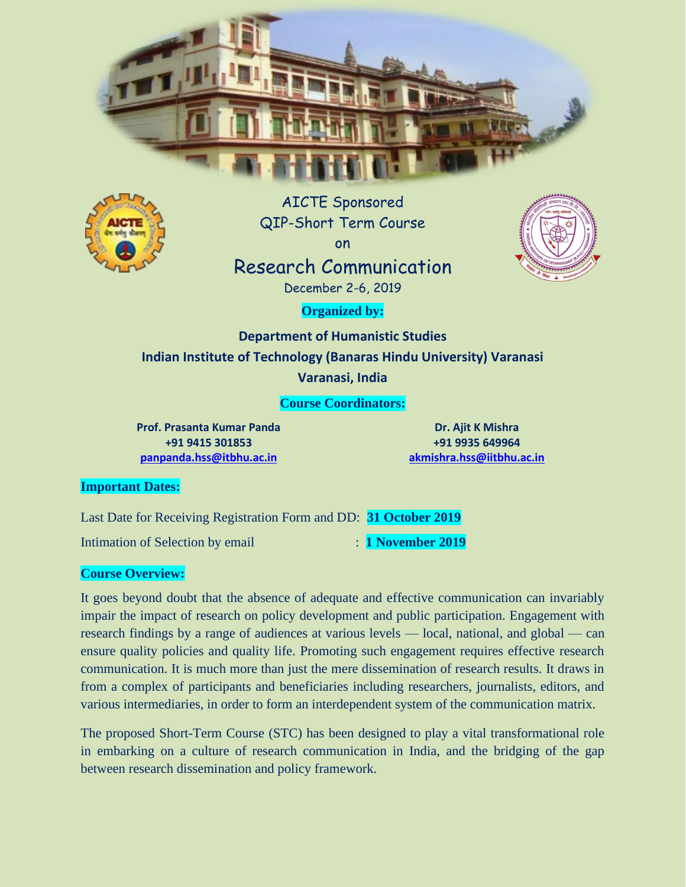AICTE Sponsored

QIP-Short Term Course

on

# Research Communication

December 2-6, 2019

**Organized by:**

**Department of Humanistic Studies**

**Indian Institute of Technology (Banaras Hindu University) Varanasi**

**Varanasi, India**

**Course Coordinators:**

**Prof. Prasanta Kumar Panda**
**+91 9415 301853**
**panpanda.hss@itbhu.ac.in**

**Dr. Ajit K Mishra**
**+91 9935 649964**
**akmishra.hss@iitbhu.ac.in**

**Important Dates:**

Last Date for Receiving Registration Form and DD: **31 October 2019**

Intimation of Selection by email : **1 November 2019**

**Course Overview:**

It goes beyond doubt that the absence of adequate and effective communication can invariably impair the impact of research on policy development and public participation. Engagement with research findings by a range of audiences at various levels — local, national, and global — can ensure quality policies and quality life. Promoting such engagement requires effective research communication. It is much more than just the mere dissemination of research results. It draws in from a complex of participants and beneficiaries including researchers, journalists, editors, and various intermediaries, in order to form an interdependent system of the communication matrix.

The proposed Short-Term Course (STC) has been designed to play a vital transformational role in embarking on a culture of research communication in India, and the bridging of the gap between research dissemination and policy framework.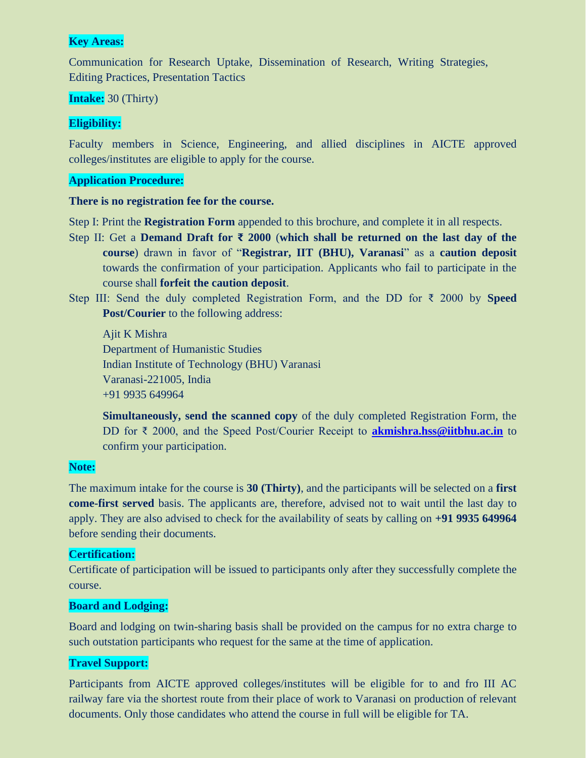**Key Areas:**

Communication for Research Uptake, Dissemination of Research, Writing Strategies, Editing Practices, Presentation Tactics

**Intake:** 30 (Thirty)

**Eligibility:**

Faculty members in Science, Engineering, and allied disciplines in AICTE approved colleges/institutes are eligible to apply for the course.

**Application Procedure:**

**There is no registration fee for the course.**

Step I: Print the **Registration Form** appended to this brochure, and complete it in all respects.

Step II: Get a **Demand Draft for ₹ 2000** (**which shall be returned on the last day of the course**) drawn in favor of "**Registrar, IIT (BHU), Varanasi**" as a **caution deposit** towards the confirmation of your participation. Applicants who fail to participate in the course shall **forfeit the caution deposit**.

Step III: Send the duly completed Registration Form, and the DD for ₹ 2000 by **Speed Post/Courier** to the following address:

Ajit K Mishra
Department of Humanistic Studies
Indian Institute of Technology (BHU) Varanasi
Varanasi-221005, India
+91 9935 649964

**Simultaneously, send the scanned copy** of the duly completed Registration Form, the DD for ₹ 2000, and the Speed Post/Courier Receipt to **akmishra.hss@iitbhu.ac.in** to confirm your participation.

**Note:**

The maximum intake for the course is **30 (Thirty)**, and the participants will be selected on a **first come-first served** basis. The applicants are, therefore, advised not to wait until the last day to apply. They are also advised to check for the availability of seats by calling on **+91 9935 649964** before sending their documents.

**Certification:**

Certificate of participation will be issued to participants only after they successfully complete the course.

**Board and Lodging:**

Board and lodging on twin-sharing basis shall be provided on the campus for no extra charge to such outstation participants who request for the same at the time of application.

**Travel Support:**

Participants from AICTE approved colleges/institutes will be eligible for to and fro III AC railway fare via the shortest route from their place of work to Varanasi on production of relevant documents. Only those candidates who attend the course in full will be eligible for TA.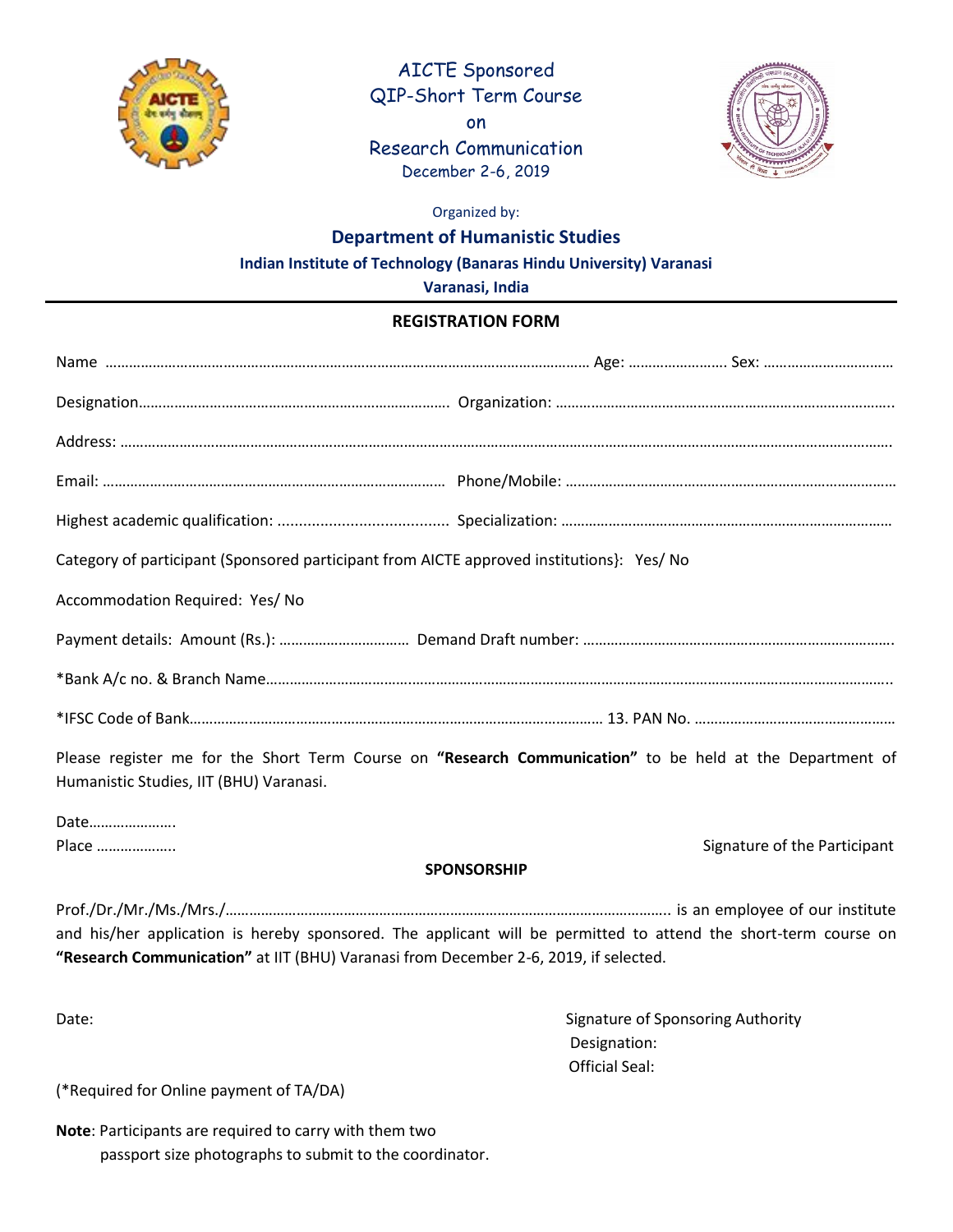AICTE Sponsored
QIP-Short Term Course
on
Research Communication
December 2-6, 2019

Organized by:

**Department of Humanistic Studies**

**Indian Institute of Technology (Banaras Hindu University) Varanasi**

**Varanasi, India**

---

## REGISTRATION FORM

Name ……………………………………………………………………………………………………… Age: ……………………. Sex: ……………………………

Designation…………………………………………………………………… Organization: ………………………………………………………………………….

Address: ……………………………………………………………………………………………………………………………………………………………….

Email: …………………………………………………………………………… Phone/Mobile: ………………………………………………………………………

Highest academic qualification: ........................................ Specialization: …………………………………………………………………………

Category of participant (Sponsored participant from AICTE approved institutions}: Yes/ No

Accommodation Required: Yes/ No

Payment details: Amount (Rs.): …………………………… Demand Draft number: …………………………………………………………………….

*Bank A/c no. & Branch Name……………………………………………………………………………………………………………………..

*IFSC Code of Bank…………………………………………………………………………………………… 13. PAN No. ……………………………………………

Please register me for the Short Term Course on **"Research Communication"** to be held at the Department of Humanistic Studies, IIT (BHU) Varanasi.

Date………………….

Place ………………..

Signature of the Participant

### SPONSORSHIP

Prof./Dr./Mr./Ms./Mrs./……………………………………………………………………………………………… is an employee of our institute and his/her application is hereby sponsored. The applicant will be permitted to attend the short-term course on **"Research Communication"** at IIT (BHU) Varanasi from December 2-6, 2019, if selected.

Date:

Signature of Sponsoring Authority

Designation:

Official Seal:

(*Required for Online payment of TA/DA)

**Note**: Participants are required to carry with them two passport size photographs to submit to the coordinator.